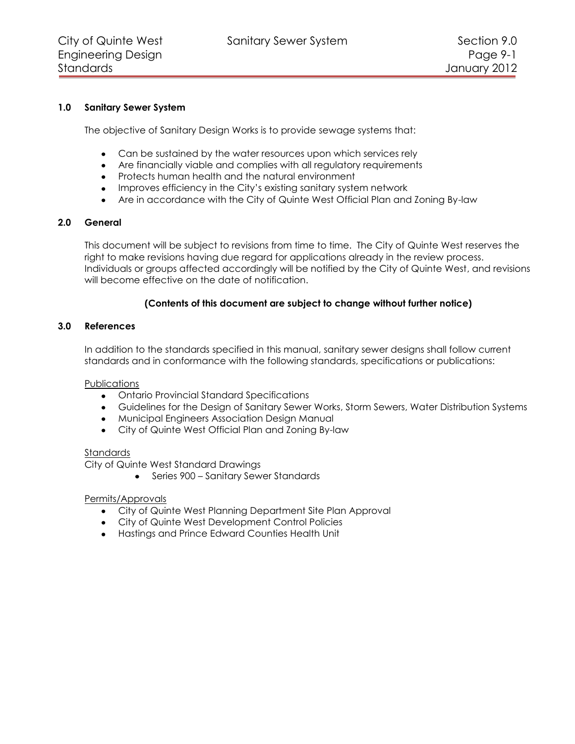## 1.0 Sanitary Sewer System

The objective of Sanitary Design Works is to provide sewage systems that:

- Can be sustained by the water resources upon which services rely
- Are financially viable and complies with all regulatory requirements
- Protects human health and the natural environment
- Improves efficiency in the City's existing sanitary system network
- Are in accordance with the City of Quinte West Official Plan and Zoning By-law

## 2.0 General

This document will be subject to revisions from time to time. The City of Quinte West reserves the right to make revisions having due regard for applications already in the review process. Individuals or groups affected accordingly will be notified by the City of Quinte West, and revisions will become effective on the date of notification.

**(Contents of this document are subject to change without further notice)**

## 3.0 References

In addition to the standards specified in this manual, sanitary sewer designs shall follow current standards and in conformance with the following standards, specifications or publications:

<u>Publications</u>

- Ontario Provincial Standard Specifications
- Guidelines for the Design of Sanitary Sewer Works, Storm Sewers, Water Distribution Systems
- Municipal Engineers Association Design Manual
- City of Quinte West Official Plan and Zoning By-law

<u>Standards</u>

City of Quinte West Standard Drawings

- Series 900 – Sanitary Sewer Standards

<u>Permits/Approvals</u>

- City of Quinte West Planning Department Site Plan Approval
- City of Quinte West Development Control Policies
- Hastings and Prince Edward Counties Health Unit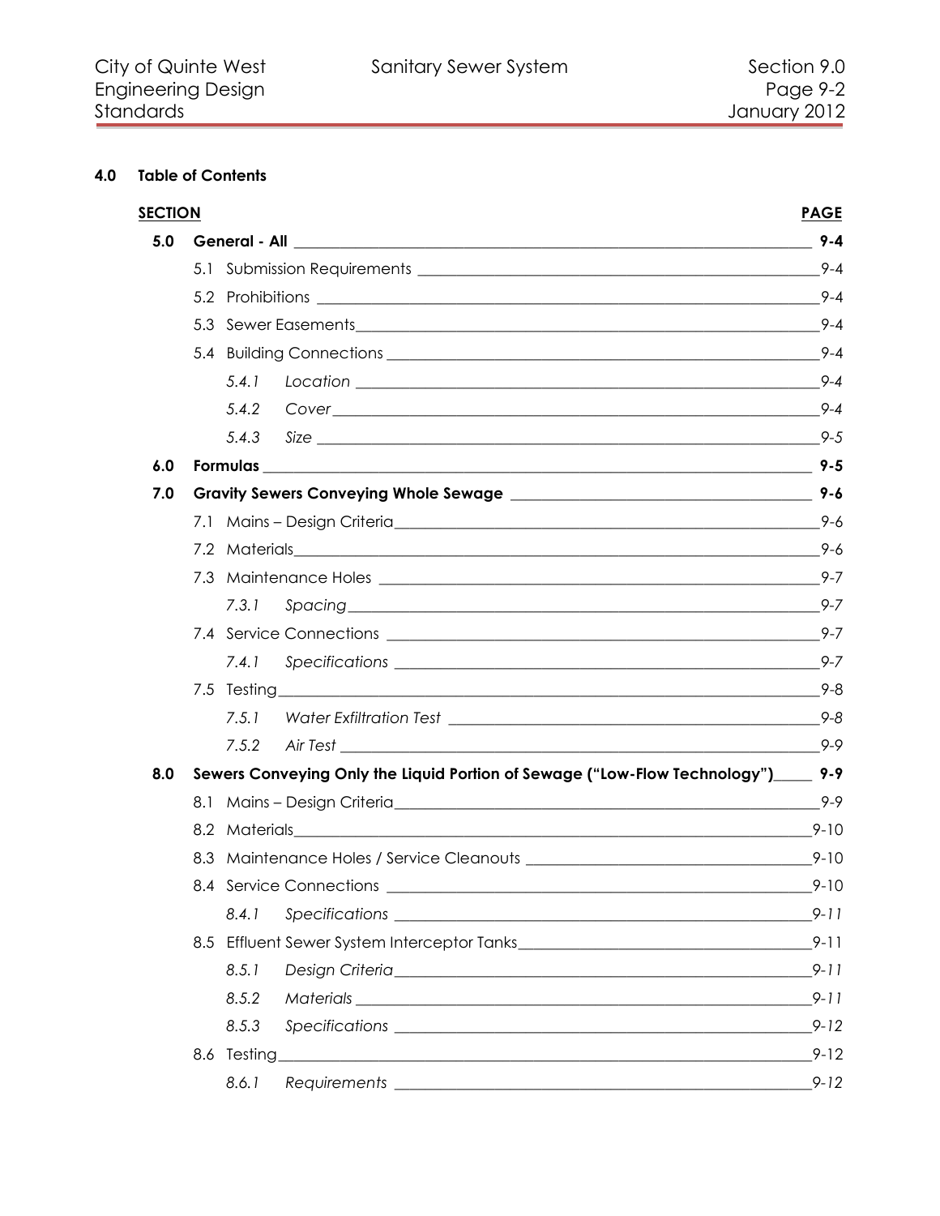## 4.0 Table of Contents

| SECTION | | | PAGE |
|---|---|---|---|
| **5.0** | **General - All** | | **9-4** |
| | 5.1 | Submission Requirements | 9-4 |
| | 5.2 | Prohibitions | 9-4 |
| | 5.3 | Sewer Easements | 9-4 |
| | 5.4 | Building Connections | 9-4 |
| | *5.4.1* | *Location* | *9-4* |
| | *5.4.2* | *Cover* | *9-4* |
| | *5.4.3* | *Size* | *9-5* |
| **6.0** | **Formulas** | | **9-5** |
| **7.0** | **Gravity Sewers Conveying Whole Sewage** | | **9-6** |
| | 7.1 | Mains – Design Criteria | 9-6 |
| | 7.2 | Materials | 9-6 |
| | 7.3 | Maintenance Holes | 9-7 |
| | *7.3.1* | *Spacing* | *9-7* |
| | 7.4 | Service Connections | 9-7 |
| | *7.4.1* | *Specifications* | *9-7* |
| | 7.5 | Testing | 9-8 |
| | *7.5.1* | *Water Exfiltration Test* | *9-8* |
| | *7.5.2* | *Air Test* | *9-9* |
| **8.0** | **Sewers Conveying Only the Liquid Portion of Sewage ("Low-Flow Technology")** | | **9-9** |
| | 8.1 | Mains – Design Criteria | 9-9 |
| | 8.2 | Materials | 9-10 |
| | 8.3 | Maintenance Holes / Service Cleanouts | 9-10 |
| | 8.4 | Service Connections | 9-10 |
| | *8.4.1* | *Specifications* | *9-11* |
| | 8.5 | Effluent Sewer System Interceptor Tanks | 9-11 |
| | *8.5.1* | *Design Criteria* | *9-11* |
| | *8.5.2* | *Materials* | *9-11* |
| | *8.5.3* | *Specifications* | *9-12* |
| | 8.6 | Testing | 9-12 |
| | *8.6.1* | *Requirements* | *9-12* |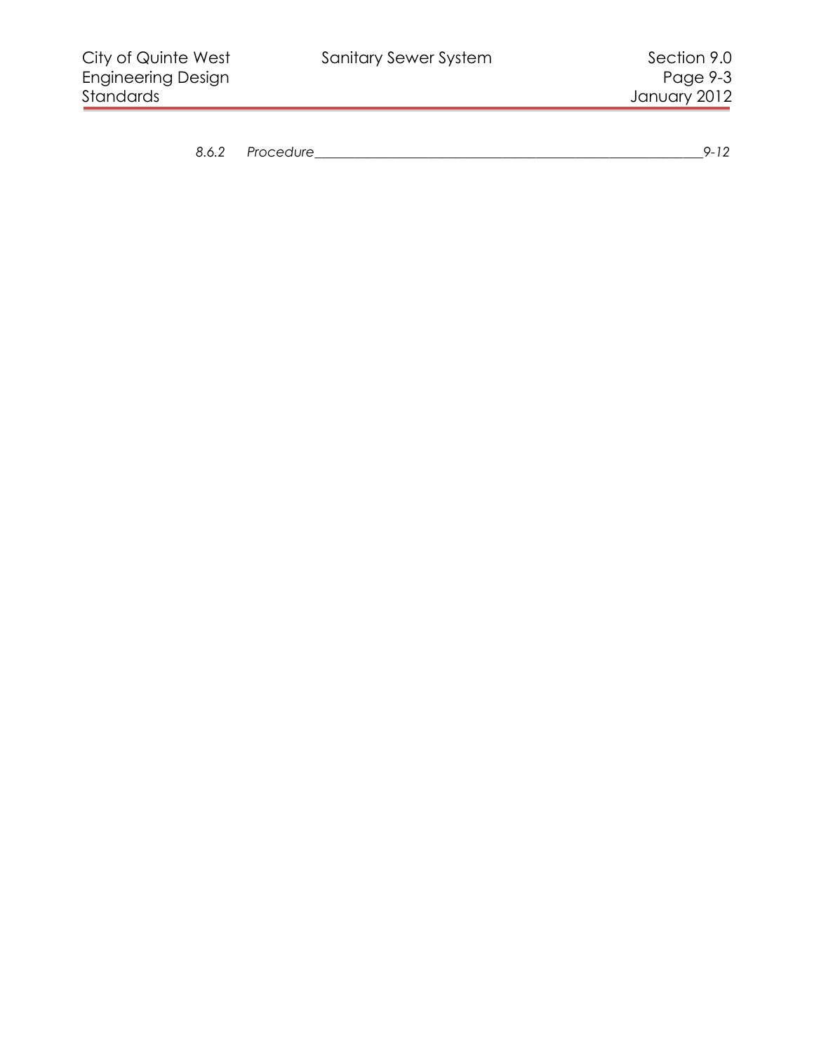*8.6.2 Procedure ______________________________________________ 9-12*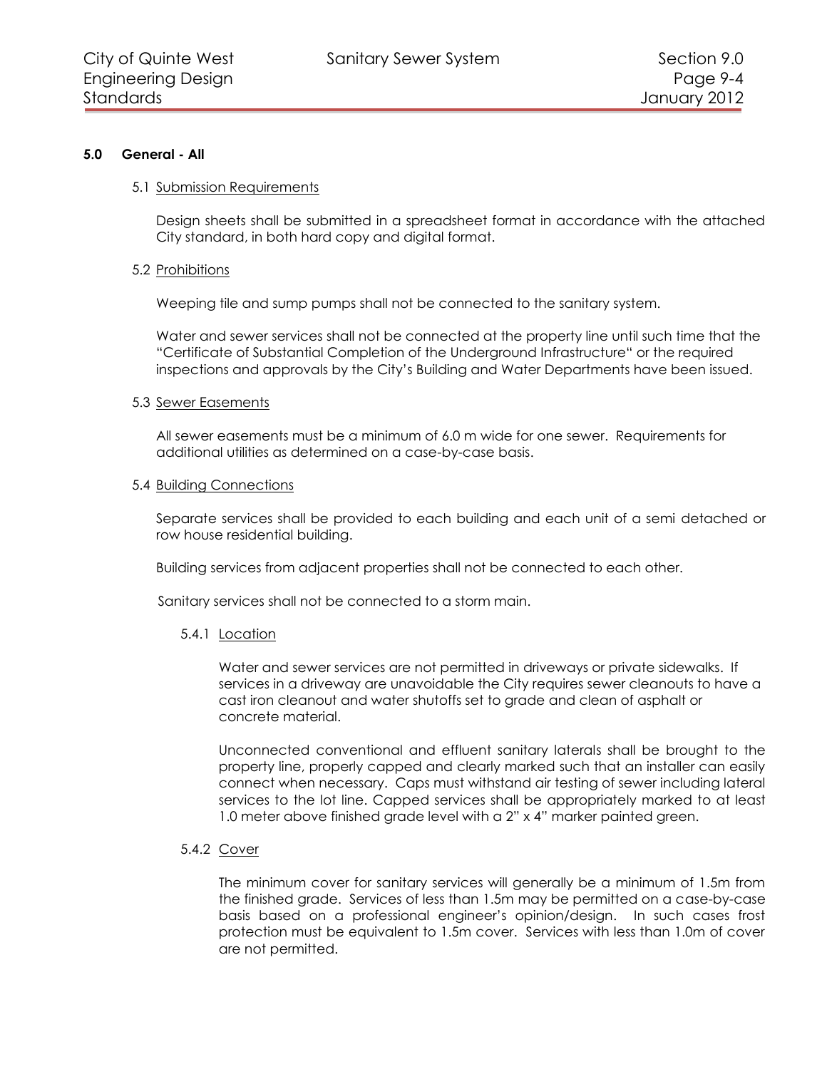## 5.0 General - All

### 5.1 Submission Requirements

Design sheets shall be submitted in a spreadsheet format in accordance with the attached City standard, in both hard copy and digital format.

### 5.2 Prohibitions

Weeping tile and sump pumps shall not be connected to the sanitary system.

Water and sewer services shall not be connected at the property line until such time that the "Certificate of Substantial Completion of the Underground Infrastructure" or the required inspections and approvals by the City's Building and Water Departments have been issued.

### 5.3 Sewer Easements

All sewer easements must be a minimum of 6.0 m wide for one sewer. Requirements for additional utilities as determined on a case-by-case basis.

### 5.4 Building Connections

Separate services shall be provided to each building and each unit of a semi detached or row house residential building.

Building services from adjacent properties shall not be connected to each other.

Sanitary services shall not be connected to a storm main.

#### 5.4.1 Location

Water and sewer services are not permitted in driveways or private sidewalks. If services in a driveway are unavoidable the City requires sewer cleanouts to have a cast iron cleanout and water shutoffs set to grade and clean of asphalt or concrete material.

Unconnected conventional and effluent sanitary laterals shall be brought to the property line, properly capped and clearly marked such that an installer can easily connect when necessary. Caps must withstand air testing of sewer including lateral services to the lot line. Capped services shall be appropriately marked to at least 1.0 meter above finished grade level with a 2" x 4" marker painted green.

#### 5.4.2 Cover

The minimum cover for sanitary services will generally be a minimum of 1.5m from the finished grade. Services of less than 1.5m may be permitted on a case-by-case basis based on a professional engineer's opinion/design. In such cases frost protection must be equivalent to 1.5m cover. Services with less than 1.0m of cover are not permitted.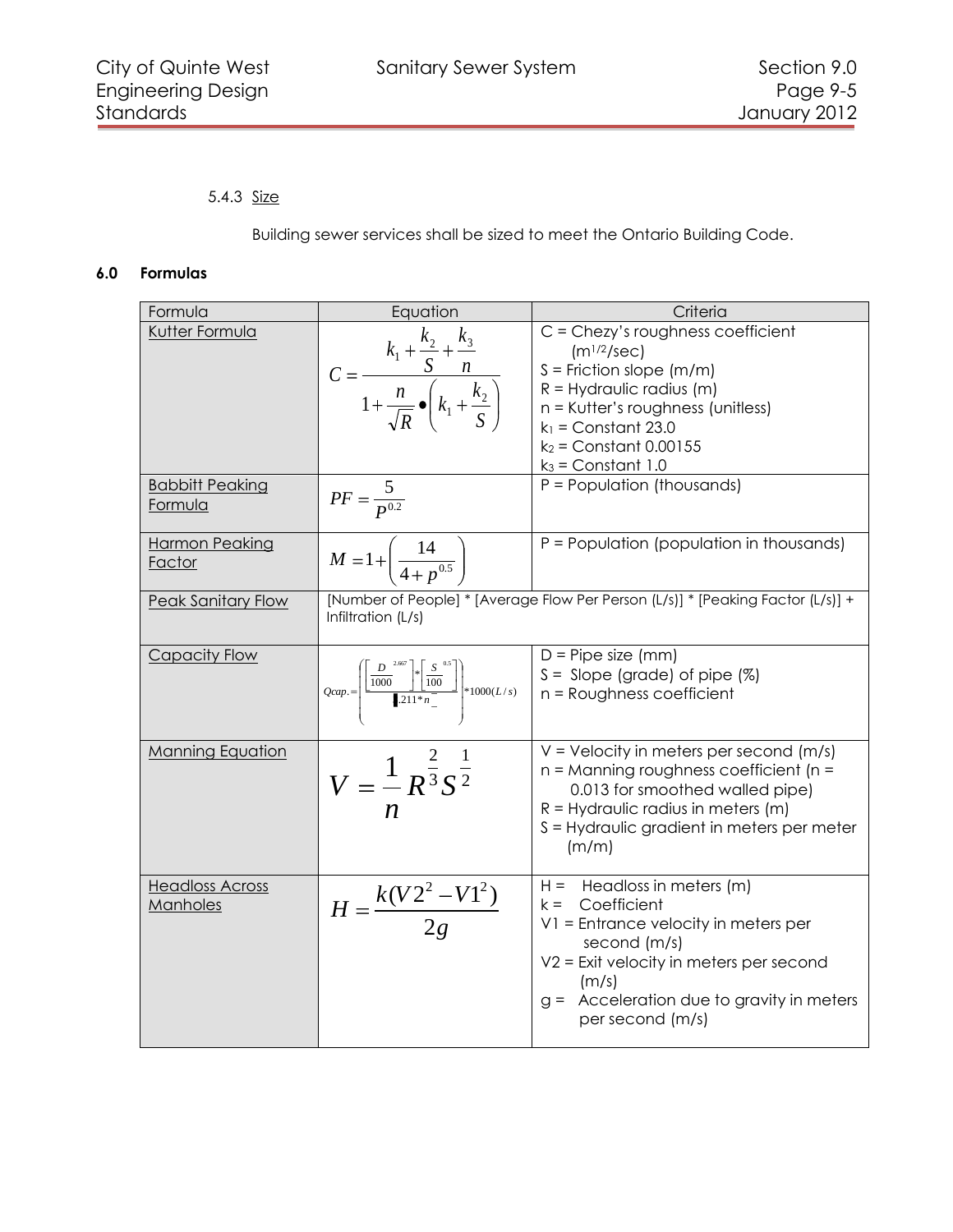5.4.3 Size

Building sewer services shall be sized to meet the Ontario Building Code.

**6.0 Formulas**

| Formula | Equation | Criteria |
|---|---|---|
| Kutter Formula | $C = \dfrac{k_1 + \dfrac{k_2}{S} + \dfrac{k_3}{n}}{1 + \dfrac{n}{\sqrt{R}} \bullet \left(k_1 + \dfrac{k_2}{S}\right)}$ | C = Chezy's roughness coefficient ($m^{1/2}$/sec)<br>S = Friction slope (m/m)<br>R = Hydraulic radius (m)<br>n = Kutter's roughness (unitless)<br>$k_1$ = Constant 23.0<br>$k_2$ = Constant 0.00155<br>$k_3$ = Constant 1.0 |
| Babbitt Peaking Formula | $PF = \dfrac{5}{P^{0.2}}$ | P = Population (thousands) |
| Harmon Peaking Factor | $M = 1 + \left(\dfrac{14}{4 + p^{0.5}}\right)$ | P = Population (population in thousands) |
| Peak Sanitary Flow | [Number of People] * [Average Flow Per Person (L/s)] * [Peaking Factor (L/s)] + Infiltration (L/s) | |
| Capacity Flow | $Qcap. = \left(\dfrac{\left[\dfrac{D}{1000}\right]^{2.667} * \left[\dfrac{S}{100}\right]^{0.5}}{3.211 * n}\right) * 1000 (L/s)$ | D = Pipe size (mm)<br>S = Slope (grade) of pipe (%)<br>n = Roughness coefficient |
| Manning Equation | $V = \dfrac{1}{n} R^{\frac{2}{3}} S^{\frac{1}{2}}$ | V = Velocity in meters per second (m/s)<br>n = Manning roughness coefficient (n = 0.013 for smoothed walled pipe)<br>R = Hydraulic radius in meters (m)<br>S = Hydraulic gradient in meters per meter (m/m) |
| Headloss Across Manholes | $H = \dfrac{k(V2^2 - V1^2)}{2g}$ | H = Headloss in meters (m)<br>k = Coefficient<br>V1 = Entrance velocity in meters per second (m/s)<br>V2 = Exit velocity in meters per second (m/s)<br>g = Acceleration due to gravity in meters per second (m/s) |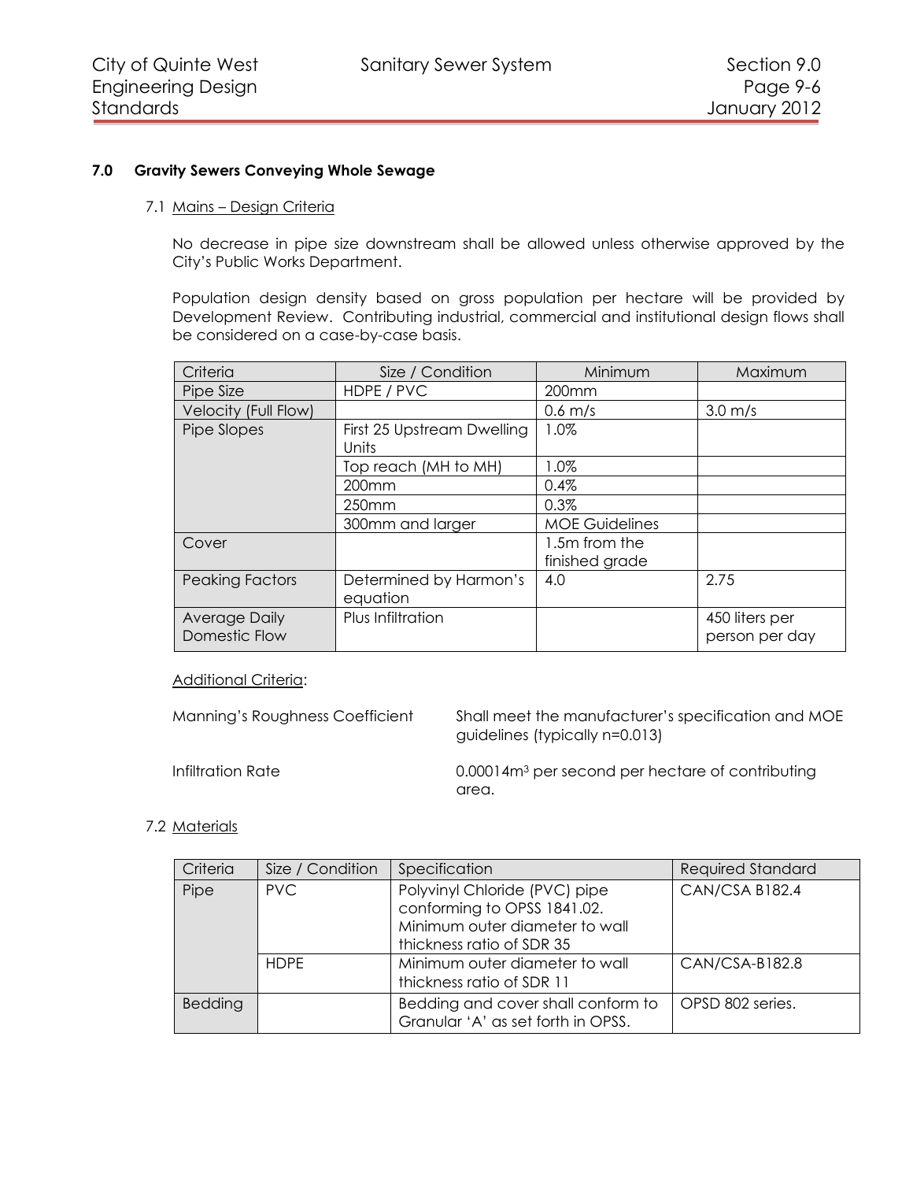## 7.0 Gravity Sewers Conveying Whole Sewage

### 7.1 Mains – Design Criteria

No decrease in pipe size downstream shall be allowed unless otherwise approved by the City's Public Works Department.

Population design density based on gross population per hectare will be provided by Development Review. Contributing industrial, commercial and institutional design flows shall be considered on a case-by-case basis.

| Criteria | Size / Condition | Minimum | Maximum |
|---|---|---|---|
| Pipe Size | HDPE / PVC | 200mm | |
| Velocity (Full Flow) | | 0.6 m/s | 3.0 m/s |
| Pipe Slopes | First 25 Upstream Dwelling Units | 1.0% | |
| | Top reach (MH to MH) | 1.0% | |
| | 200mm | 0.4% | |
| | 250mm | 0.3% | |
| | 300mm and larger | MOE Guidelines | |
| Cover | | 1.5m from the finished grade | |
| Peaking Factors | Determined by Harmon's equation | 4.0 | 2.75 |
| Average Daily Domestic Flow | Plus Infiltration | | 450 liters per person per day |

Additional Criteria:

Manning's Roughness Coefficient — Shall meet the manufacturer's specification and MOE guidelines (typically n=0.013)

Infiltration Rate — 0.00014m$^3$ per second per hectare of contributing area.

### 7.2 Materials

| Criteria | Size / Condition | Specification | Required Standard |
|---|---|---|---|
| Pipe | PVC | Polyvinyl Chloride (PVC) pipe conforming to OPSS 1841.02. Minimum outer diameter to wall thickness ratio of SDR 35 | CAN/CSA B182.4 |
| | HDPE | Minimum outer diameter to wall thickness ratio of SDR 11 | CAN/CSA-B182.8 |
| Bedding | | Bedding and cover shall conform to Granular 'A' as set forth in OPSS. | OPSD 802 series. |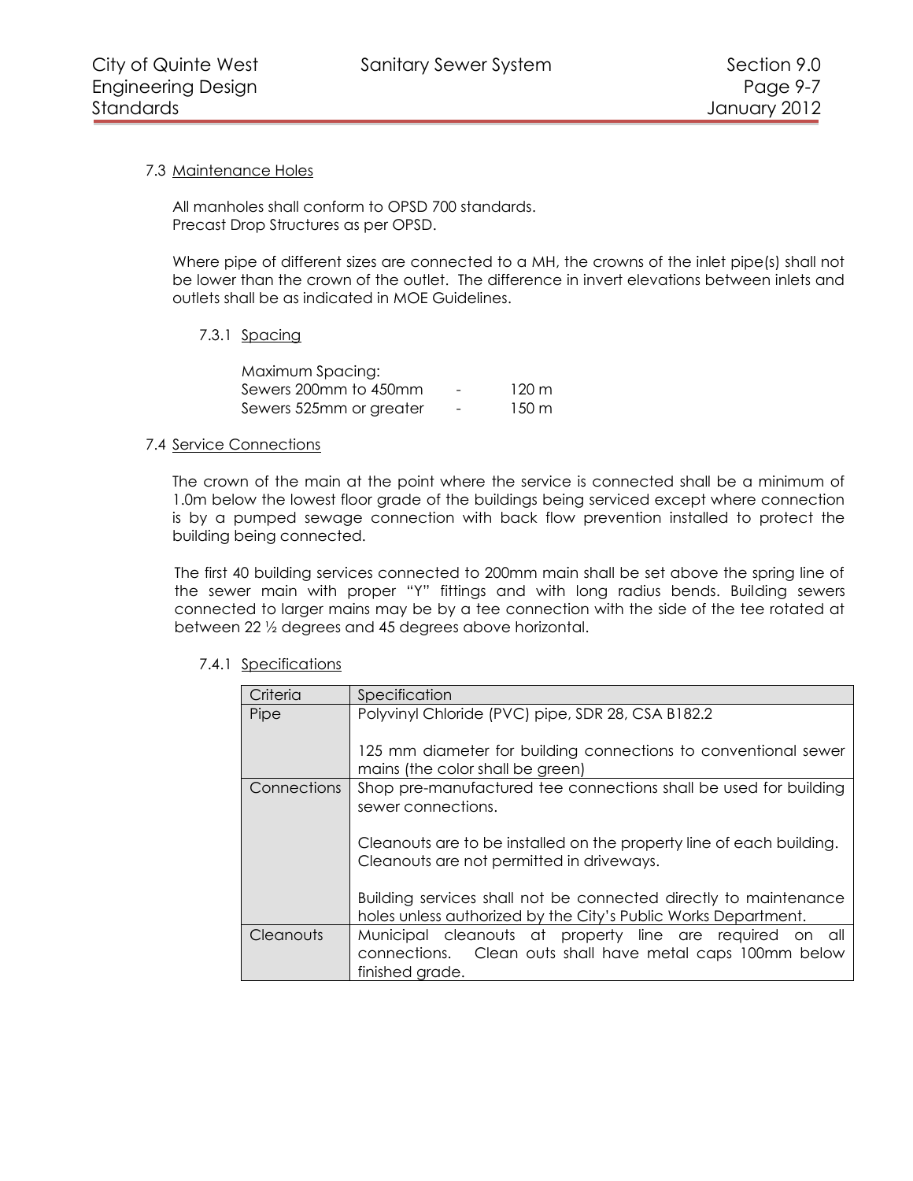### 7.3 Maintenance Holes

All manholes shall conform to OPSD 700 standards.
Precast Drop Structures as per OPSD.

Where pipe of different sizes are connected to a MH, the crowns of the inlet pipe(s) shall not be lower than the crown of the outlet. The difference in invert elevations between inlets and outlets shall be as indicated in MOE Guidelines.

#### 7.3.1 Spacing

Maximum Spacing:

| | | |
|---|---|---|
| Sewers 200mm to 450mm | - | 120 m |
| Sewers 525mm or greater | - | 150 m |

### 7.4 Service Connections

The crown of the main at the point where the service is connected shall be a minimum of 1.0m below the lowest floor grade of the buildings being serviced except where connection is by a pumped sewage connection with back flow prevention installed to protect the building being connected.

The first 40 building services connected to 200mm main shall be set above the spring line of the sewer main with proper "Y" fittings and with long radius bends. Building sewers connected to larger mains may be by a tee connection with the side of the tee rotated at between 22 ½ degrees and 45 degrees above horizontal.

#### 7.4.1 Specifications

| Criteria | Specification |
|---|---|
| Pipe | Polyvinyl Chloride (PVC) pipe, SDR 28, CSA B182.2<br><br>125 mm diameter for building connections to conventional sewer mains (the color shall be green) |
| Connections | Shop pre-manufactured tee connections shall be used for building sewer connections.<br><br>Cleanouts are to be installed on the property line of each building. Cleanouts are not permitted in driveways.<br><br>Building services shall not be connected directly to maintenance holes unless authorized by the City's Public Works Department. |
| Cleanouts | Municipal cleanouts at property line are required on all connections. Clean outs shall have metal caps 100mm below finished grade. |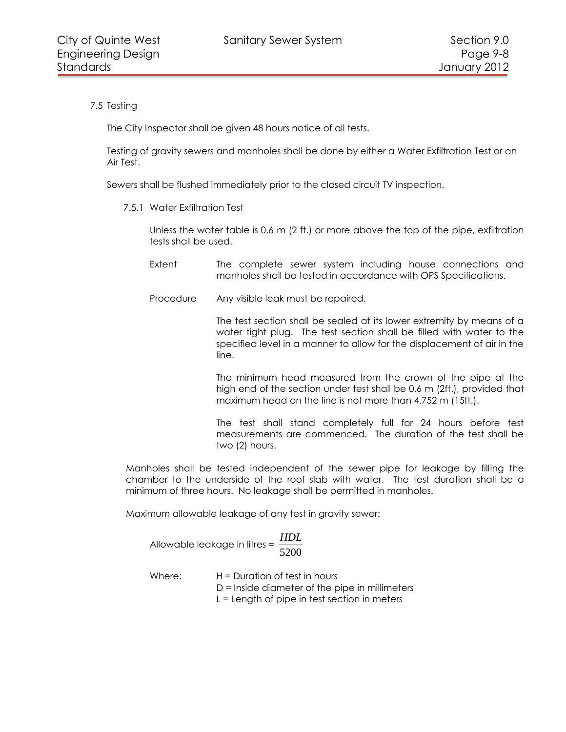7.5 Testing

The City Inspector shall be given 48 hours notice of all tests.

Testing of gravity sewers and manholes shall be done by either a Water Exfiltration Test or an Air Test.

Sewers shall be flushed immediately prior to the closed circuit TV inspection.

7.5.1 Water Exfiltration Test

Unless the water table is 0.6 m (2 ft.) or more above the top of the pipe, exfiltration tests shall be used.

Extent — The complete sewer system including house connections and manholes shall be tested in accordance with OPS Specifications.

Procedure — Any visible leak must be repaired.

The test section shall be sealed at its lower extremity by means of a water tight plug. The test section shall be filled with water to the specified level in a manner to allow for the displacement of air in the line.

The minimum head measured from the crown of the pipe at the high end of the section under test shall be 0.6 m (2ft.), provided that maximum head on the line is not more than 4.752 m (15ft.).

The test shall stand completely full for 24 hours before test measurements are commenced. The duration of the test shall be two (2) hours.

Manholes shall be tested independent of the sewer pipe for leakage by filling the chamber to the underside of the roof slab with water. The test duration shall be a minimum of three hours. No leakage shall be permitted in manholes.

Maximum allowable leakage of any test in gravity sewer:

$$\text{Allowable leakage in litres} = \frac{HDL}{5200}$$

Where:
H = Duration of test in hours
D = Inside diameter of the pipe in millimeters
L = Length of pipe in test section in meters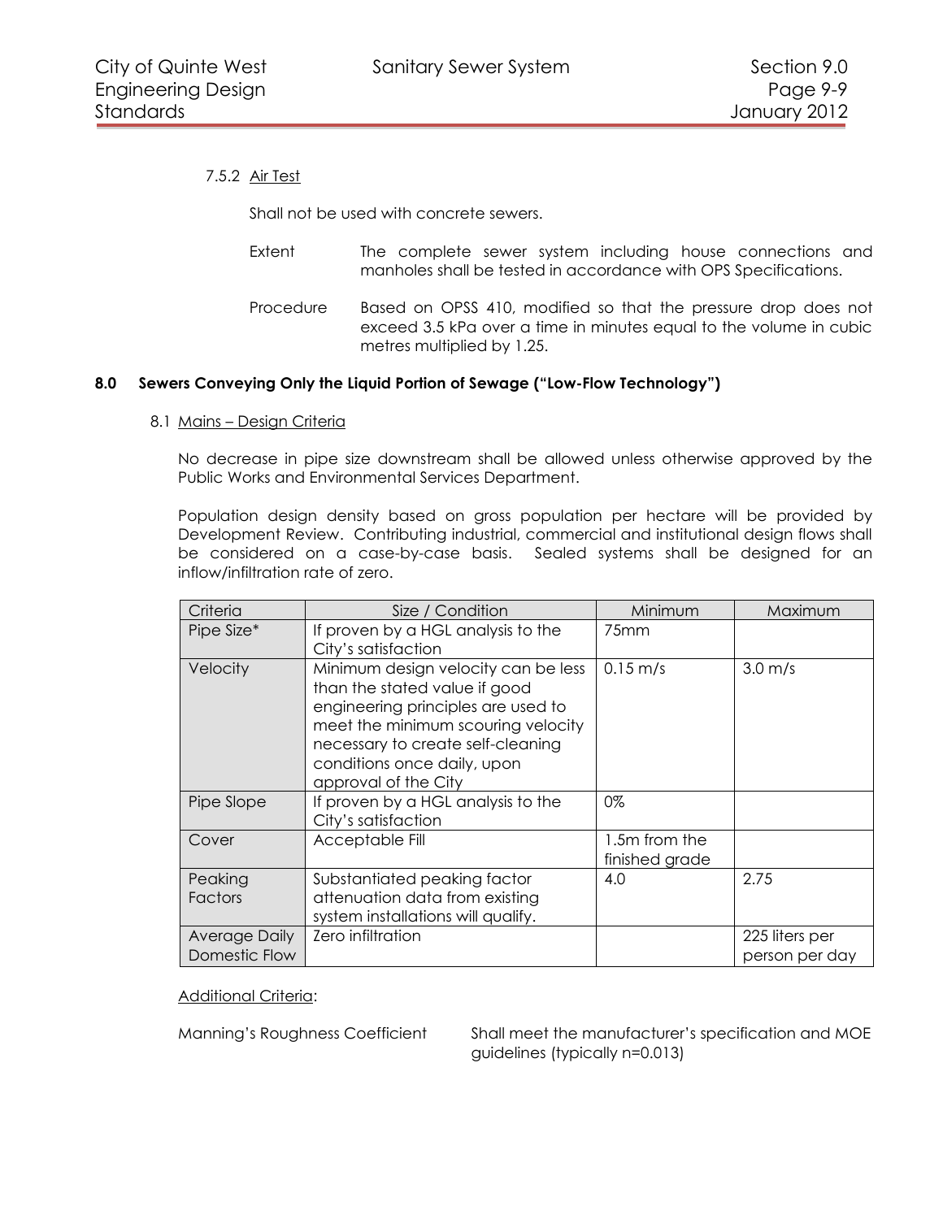7.5.2 Air Test

Shall not be used with concrete sewers.

Extent — The complete sewer system including house connections and manholes shall be tested in accordance with OPS Specifications.

Procedure — Based on OPSS 410, modified so that the pressure drop does not exceed 3.5 kPa over a time in minutes equal to the volume in cubic metres multiplied by 1.25.

## 8.0 Sewers Conveying Only the Liquid Portion of Sewage ("Low-Flow Technology")

### 8.1 Mains – Design Criteria

No decrease in pipe size downstream shall be allowed unless otherwise approved by the Public Works and Environmental Services Department.

Population design density based on gross population per hectare will be provided by Development Review. Contributing industrial, commercial and institutional design flows shall be considered on a case-by-case basis. Sealed systems shall be designed for an inflow/infiltration rate of zero.

| Criteria | Size / Condition | Minimum | Maximum |
|---|---|---|---|
| Pipe Size* | If proven by a HGL analysis to the City's satisfaction | 75mm | |
| Velocity | Minimum design velocity can be less than the stated value if good engineering principles are used to meet the minimum scouring velocity necessary to create self-cleaning conditions once daily, upon approval of the City | 0.15 m/s | 3.0 m/s |
| Pipe Slope | If proven by a HGL analysis to the City's satisfaction | 0% | |
| Cover | Acceptable Fill | 1.5m from the finished grade | |
| Peaking Factors | Substantiated peaking factor attenuation data from existing system installations will qualify. | 4.0 | 2.75 |
| Average Daily Domestic Flow | Zero infiltration | | 225 liters per person per day |

Additional Criteria:

Manning's Roughness Coefficient — Shall meet the manufacturer's specification and MOE guidelines (typically n=0.013)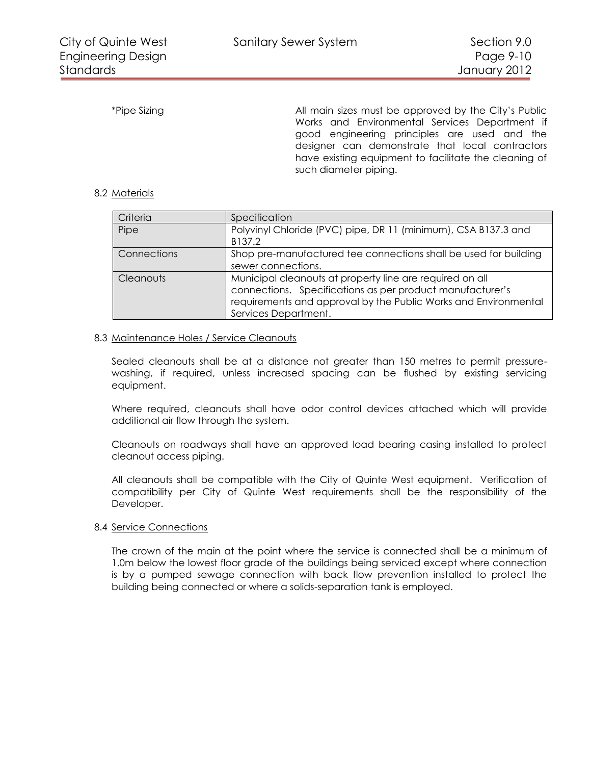*Pipe Sizing — All main sizes must be approved by the City's Public Works and Environmental Services Department if good engineering principles are used and the designer can demonstrate that local contractors have existing equipment to facilitate the cleaning of such diameter piping.

8.2 Materials

| Criteria | Specification |
|---|---|
| Pipe | Polyvinyl Chloride (PVC) pipe, DR 11 (minimum), CSA B137.3 and B137.2 |
| Connections | Shop pre-manufactured tee connections shall be used for building sewer connections. |
| Cleanouts | Municipal cleanouts at property line are required on all connections. Specifications as per product manufacturer's requirements and approval by the Public Works and Environmental Services Department. |

8.3 Maintenance Holes / Service Cleanouts

Sealed cleanouts shall be at a distance not greater than 150 metres to permit pressure-washing, if required, unless increased spacing can be flushed by existing servicing equipment.

Where required, cleanouts shall have odor control devices attached which will provide additional air flow through the system.

Cleanouts on roadways shall have an approved load bearing casing installed to protect cleanout access piping.

All cleanouts shall be compatible with the City of Quinte West equipment. Verification of compatibility per City of Quinte West requirements shall be the responsibility of the Developer.

8.4 Service Connections

The crown of the main at the point where the service is connected shall be a minimum of 1.0m below the lowest floor grade of the buildings being serviced except where connection is by a pumped sewage connection with back flow prevention installed to protect the building being connected or where a solids-separation tank is employed.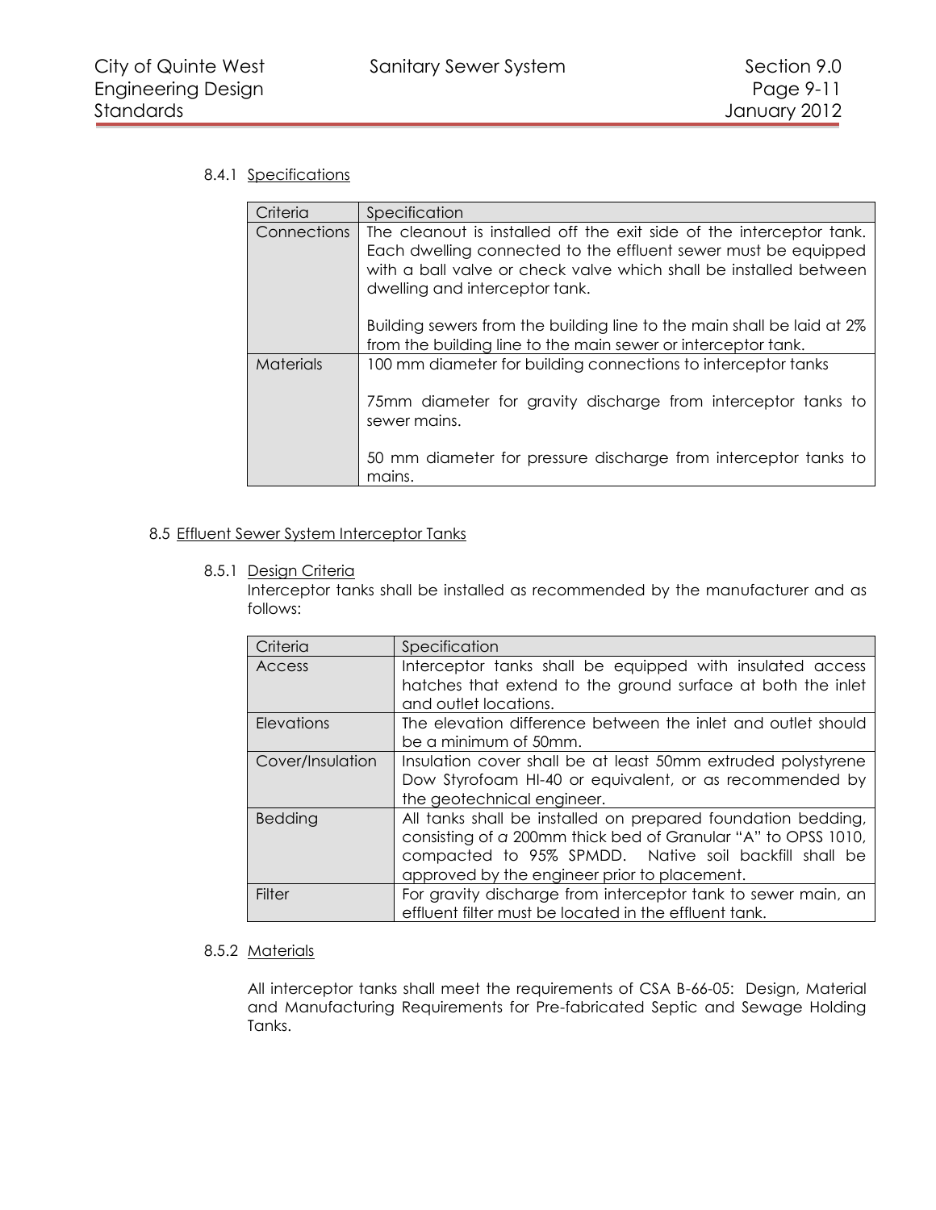#### 8.4.1 Specifications

| Criteria | Specification |
| --- | --- |
| Connections | The cleanout is installed off the exit side of the interceptor tank. Each dwelling connected to the effluent sewer must be equipped with a ball valve or check valve which shall be installed between dwelling and interceptor tank.<br><br>Building sewers from the building line to the main shall be laid at 2% from the building line to the main sewer or interceptor tank. |
| Materials | 100 mm diameter for building connections to interceptor tanks<br><br>75mm diameter for gravity discharge from interceptor tanks to sewer mains.<br><br>50 mm diameter for pressure discharge from interceptor tanks to mains. |

### 8.5 Effluent Sewer System Interceptor Tanks

#### 8.5.1 Design Criteria

Interceptor tanks shall be installed as recommended by the manufacturer and as follows:

| Criteria | Specification |
| --- | --- |
| Access | Interceptor tanks shall be equipped with insulated access hatches that extend to the ground surface at both the inlet and outlet locations. |
| Elevations | The elevation difference between the inlet and outlet should be a minimum of 50mm. |
| Cover/Insulation | Insulation cover shall be at least 50mm extruded polystyrene Dow Styrofoam HI-40 or equivalent, or as recommended by the geotechnical engineer. |
| Bedding | All tanks shall be installed on prepared foundation bedding, consisting of a 200mm thick bed of Granular "A" to OPSS 1010, compacted to 95% SPMDD. Native soil backfill shall be approved by the engineer prior to placement. |
| Filter | For gravity discharge from interceptor tank to sewer main, an effluent filter must be located in the effluent tank. |

#### 8.5.2 Materials

All interceptor tanks shall meet the requirements of CSA B-66-05: Design, Material and Manufacturing Requirements for Pre-fabricated Septic and Sewage Holding Tanks.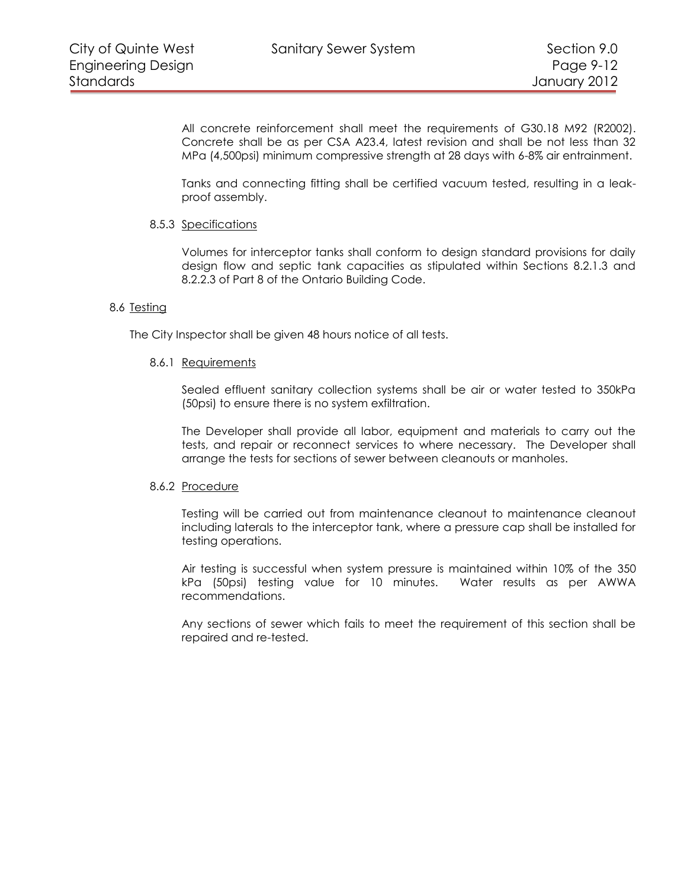All concrete reinforcement shall meet the requirements of G30.18 M92 (R2002). Concrete shall be as per CSA A23.4, latest revision and shall be not less than 32 MPa (4,500psi) minimum compressive strength at 28 days with 6-8% air entrainment.

Tanks and connecting fitting shall be certified vacuum tested, resulting in a leak-proof assembly.

#### 8.5.3 Specifications

Volumes for interceptor tanks shall conform to design standard provisions for daily design flow and septic tank capacities as stipulated within Sections 8.2.1.3 and 8.2.2.3 of Part 8 of the Ontario Building Code.

### 8.6 Testing

The City Inspector shall be given 48 hours notice of all tests.

#### 8.6.1 Requirements

Sealed effluent sanitary collection systems shall be air or water tested to 350kPa (50psi) to ensure there is no system exfiltration.

The Developer shall provide all labor, equipment and materials to carry out the tests, and repair or reconnect services to where necessary. The Developer shall arrange the tests for sections of sewer between cleanouts or manholes.

#### 8.6.2 Procedure

Testing will be carried out from maintenance cleanout to maintenance cleanout including laterals to the interceptor tank, where a pressure cap shall be installed for testing operations.

Air testing is successful when system pressure is maintained within 10% of the 350 kPa (50psi) testing value for 10 minutes. Water results as per AWWA recommendations.

Any sections of sewer which fails to meet the requirement of this section shall be repaired and re-tested.